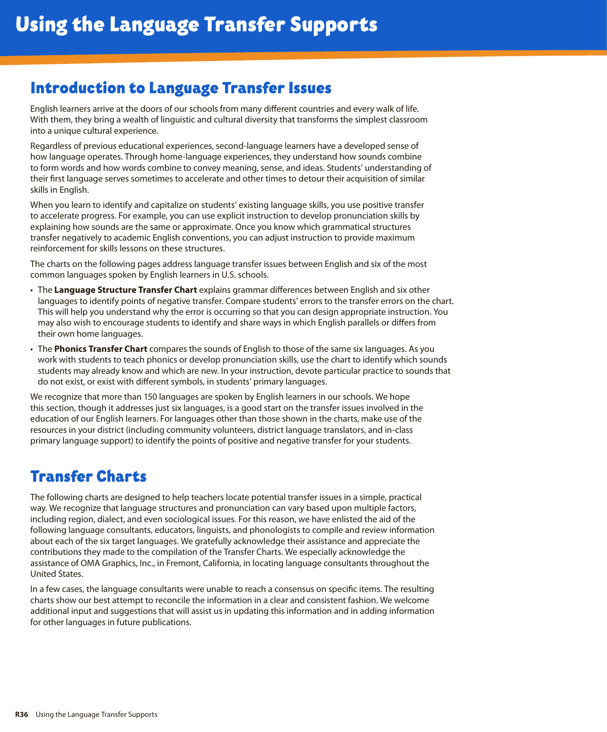# Using the Language Transfer Supports

## Introduction to Language Transfer Issues

English learners arrive at the doors of our schools from many different countries and every walk of life. With them, they bring a wealth of linguistic and cultural diversity that transforms the simplest classroom into a unique cultural experience.

Regardless of previous educational experiences, second-language learners have a developed sense of how language operates. Through home-language experiences, they understand how sounds combine to form words and how words combine to convey meaning, sense, and ideas. Students' understanding of their first language serves sometimes to accelerate and other times to detour their acquisition of similar skills in English.

When you learn to identify and capitalize on students' existing language skills, you use positive transfer to accelerate progress. For example, you can use explicit instruction to develop pronunciation skills by explaining how sounds are the same or approximate. Once you know which grammatical structures transfer negatively to academic English conventions, you can adjust instruction to provide maximum reinforcement for skills lessons on these structures.

The charts on the following pages address language transfer issues between English and six of the most common languages spoken by English learners in U.S. schools.

- The **Language Structure Transfer Chart** explains grammar differences between English and six other languages to identify points of negative transfer. Compare students' errors to the transfer errors on the chart. This will help you understand why the error is occurring so that you can design appropriate instruction. You may also wish to encourage students to identify and share ways in which English parallels or differs from their own home languages.
- The **Phonics Transfer Chart** compares the sounds of English to those of the same six languages. As you work with students to teach phonics or develop pronunciation skills, use the chart to identify which sounds students may already know and which are new. In your instruction, devote particular practice to sounds that do not exist, or exist with different symbols, in students' primary languages.

We recognize that more than 150 languages are spoken by English learners in our schools. We hope this section, though it addresses just six languages, is a good start on the transfer issues involved in the education of our English learners. For languages other than those shown in the charts, make use of the resources in your district (including community volunteers, district language translators, and in-class primary language support) to identify the points of positive and negative transfer for your students.

## Transfer Charts

The following charts are designed to help teachers locate potential transfer issues in a simple, practical way. We recognize that language structures and pronunciation can vary based upon multiple factors, including region, dialect, and even sociological issues. For this reason, we have enlisted the aid of the following language consultants, educators, linguists, and phonologists to compile and review information about each of the six target languages. We gratefully acknowledge their assistance and appreciate the contributions they made to the compilation of the Transfer Charts. We especially acknowledge the assistance of OMA Graphics, Inc., in Fremont, California, in locating language consultants throughout the United States.

In a few cases, the language consultants were unable to reach a consensus on specific items. The resulting charts show our best attempt to reconcile the information in a clear and consistent fashion. We welcome additional input and suggestions that will assist us in updating this information and in adding information for other languages in future publications.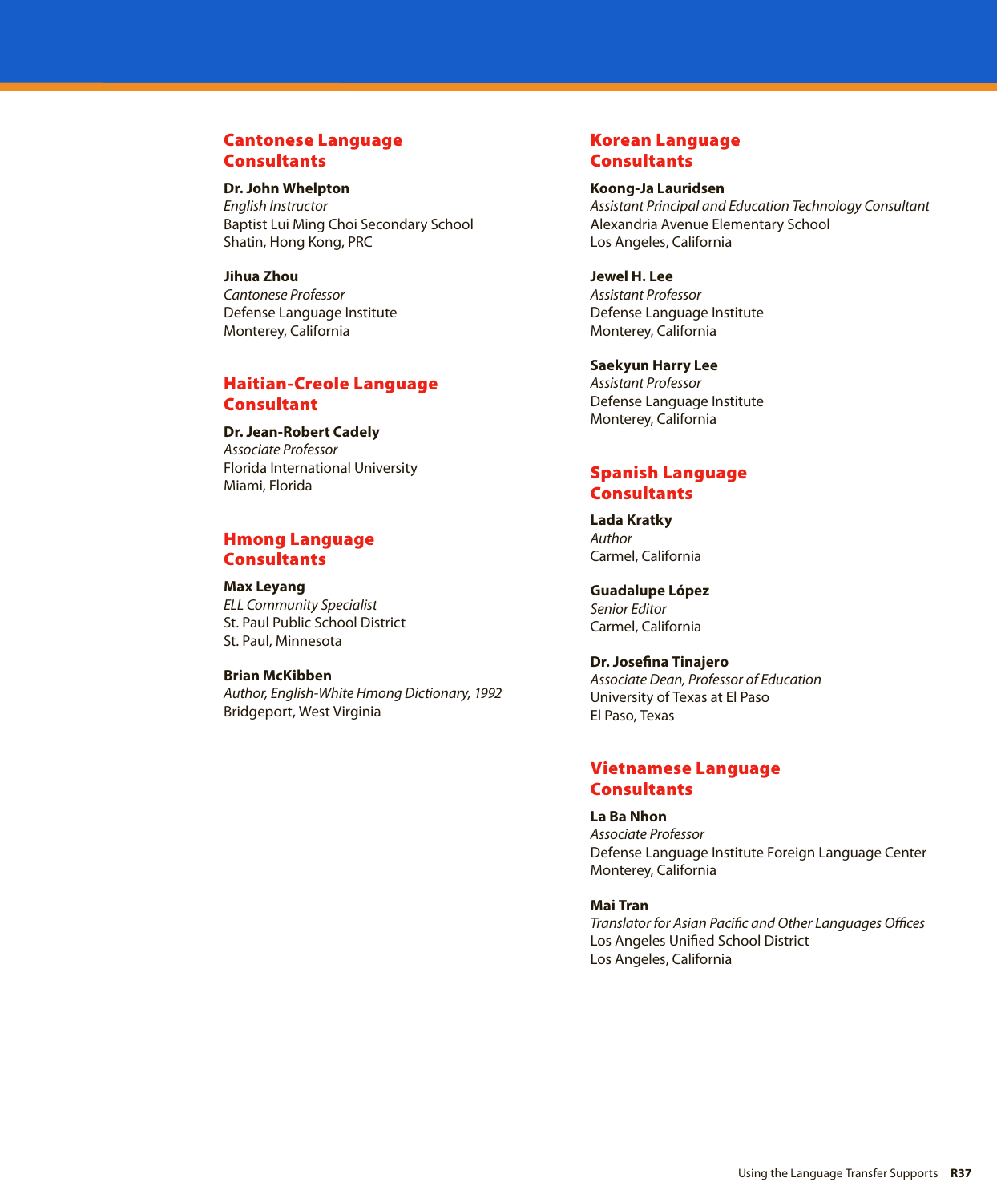## Cantonese Language Consultants

**Dr. John Whelpton**
*English Instructor*
Baptist Lui Ming Choi Secondary School
Shatin, Hong Kong, PRC

**Jihua Zhou**
*Cantonese Professor*
Defense Language Institute
Monterey, California

## Haitian-Creole Language Consultant

**Dr. Jean-Robert Cadely**
*Associate Professor*
Florida International University
Miami, Florida

## Hmong Language Consultants

**Max Leyang**
*ELL Community Specialist*
St. Paul Public School District
St. Paul, Minnesota

**Brian McKibben**
*Author, English-White Hmong Dictionary, 1992*
Bridgeport, West Virginia

## Korean Language Consultants

**Koong-Ja Lauridsen**
*Assistant Principal and Education Technology Consultant*
Alexandria Avenue Elementary School
Los Angeles, California

**Jewel H. Lee**
*Assistant Professor*
Defense Language Institute
Monterey, California

**Saekyun Harry Lee**
*Assistant Professor*
Defense Language Institute
Monterey, California

## Spanish Language Consultants

**Lada Kratky**
*Author*
Carmel, California

**Guadalupe López**
*Senior Editor*
Carmel, California

**Dr. Josefina Tinajero**
*Associate Dean, Professor of Education*
University of Texas at El Paso
El Paso, Texas

## Vietnamese Language Consultants

**La Ba Nhon**
*Associate Professor*
Defense Language Institute Foreign Language Center
Monterey, California

**Mai Tran**
*Translator for Asian Pacific and Other Languages Offices*
Los Angeles Unified School District
Los Angeles, California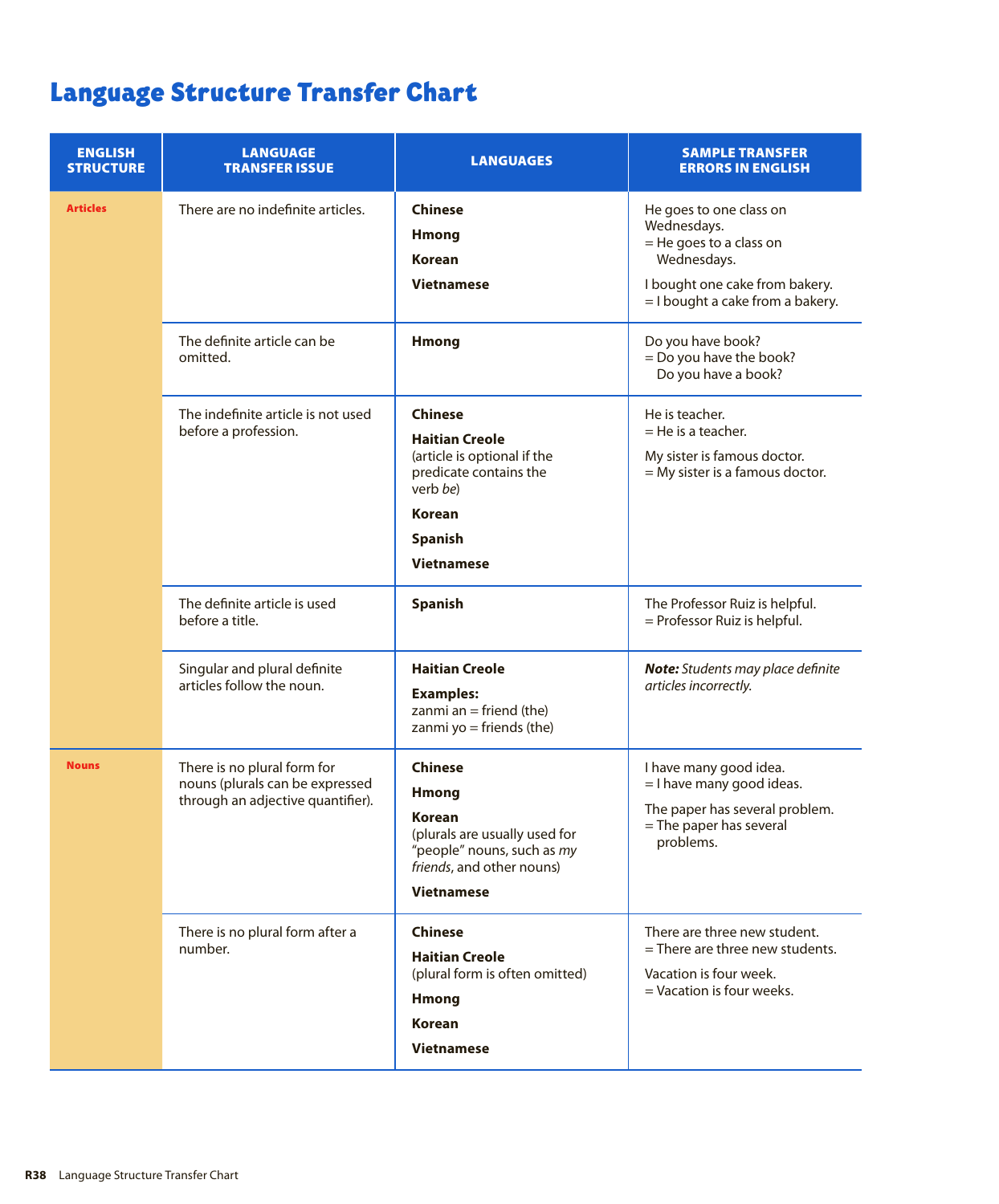# Language Structure Transfer Chart

| ENGLISH STRUCTURE | LANGUAGE TRANSFER ISSUE | LANGUAGES | SAMPLE TRANSFER ERRORS IN ENGLISH |
|---|---|---|---|
| **Articles** | There are no indefinite articles. | **Chinese**<br>**Hmong**<br>**Korean**<br>**Vietnamese** | He goes to one class on Wednesdays.<br>= He goes to a class on Wednesdays.<br>I bought one cake from bakery.<br>= I bought a cake from a bakery. |
| | The definite article can be omitted. | **Hmong** | Do you have book?<br>= Do you have the book?<br>Do you have a book? |
| | The indefinite article is not used before a profession. | **Chinese**<br>**Haitian Creole** (article is optional if the predicate contains the verb *be*)<br>**Korean**<br>**Spanish**<br>**Vietnamese** | He is teacher.<br>= He is a teacher.<br>My sister is famous doctor.<br>= My sister is a famous doctor. |
| | The definite article is used before a title. | **Spanish** | The Professor Ruiz is helpful.<br>= Professor Ruiz is helpful. |
| | Singular and plural definite articles follow the noun. | **Haitian Creole**<br>**Examples:**<br>zanmi an = friend (the)<br>zanmi yo = friends (the) | ***Note:*** *Students may place definite articles incorrectly.* |
| **Nouns** | There is no plural form for nouns (plurals can be expressed through an adjective quantifier). | **Chinese**<br>**Hmong**<br>**Korean** (plurals are usually used for "people" nouns, such as *my friends*, and other nouns)<br>**Vietnamese** | I have many good idea.<br>= I have many good ideas.<br>The paper has several problem.<br>= The paper has several problems. |
| | There is no plural form after a number. | **Chinese**<br>**Haitian Creole** (plural form is often omitted)<br>**Hmong**<br>**Korean**<br>**Vietnamese** | There are three new student.<br>= There are three new students.<br>Vacation is four week.<br>= Vacation is four weeks. |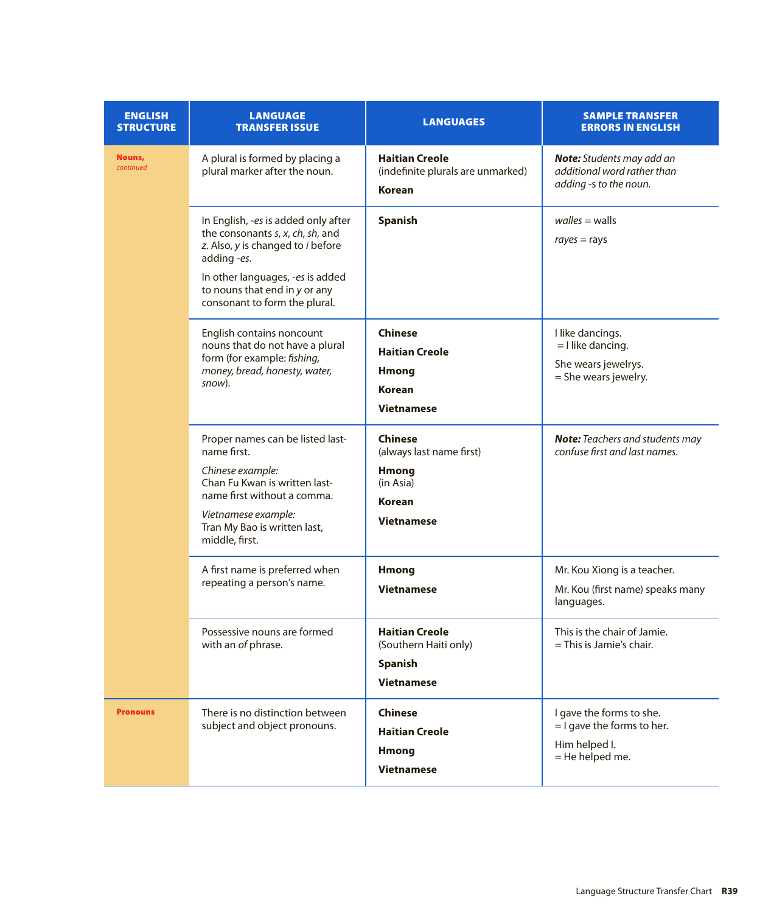| ENGLISH STRUCTURE | LANGUAGE TRANSFER ISSUE | LANGUAGES | SAMPLE TRANSFER ERRORS IN ENGLISH |
|---|---|---|---|
| **Nouns,** *continued* | A plural is formed by placing a plural marker after the noun. | **Haitian Creole** (indefinite plurals are unmarked)<br>**Korean** | ***Note:*** *Students may add an additional word rather than adding -s to the noun.* |
| | In English, *-es* is added only after the consonants *s*, *x*, *ch*, *sh*, and *z*. Also, *y* is changed to *i* before adding *-es*.<br>In other languages, *-es* is added to nouns that end in *y* or any consonant to form the plural. | **Spanish** | *walles* = walls<br>*rayes* = rays |
| | English contains noncount nouns that do not have a plural form (for example: *fishing, money, bread, honesty, water, snow*). | **Chinese**<br>**Haitian Creole**<br>**Hmong**<br>**Korean**<br>**Vietnamese** | I like dancings.<br>= I like dancing.<br>She wears jewelrys.<br>= She wears jewelry. |
| | Proper names can be listed last-name first.<br>*Chinese example:*<br>Chan Fu Kwan is written last-name first without a comma.<br>*Vietnamese example:*<br>Tran My Bao is written last, middle, first. | **Chinese** (always last name first)<br>**Hmong** (in Asia)<br>**Korean**<br>**Vietnamese** | ***Note:*** *Teachers and students may confuse first and last names.* |
| | A first name is preferred when repeating a person's name. | **Hmong**<br>**Vietnamese** | Mr. Kou Xiong is a teacher.<br>Mr. Kou (first name) speaks many languages. |
| | Possessive nouns are formed with an *of* phrase. | **Haitian Creole** (Southern Haiti only)<br>**Spanish**<br>**Vietnamese** | This is the chair of Jamie.<br>= This is Jamie's chair. |
| **Pronouns** | There is no distinction between subject and object pronouns. | **Chinese**<br>**Haitian Creole**<br>**Hmong**<br>**Vietnamese** | I gave the forms to she.<br>= I gave the forms to her.<br>Him helped I.<br>= He helped me. |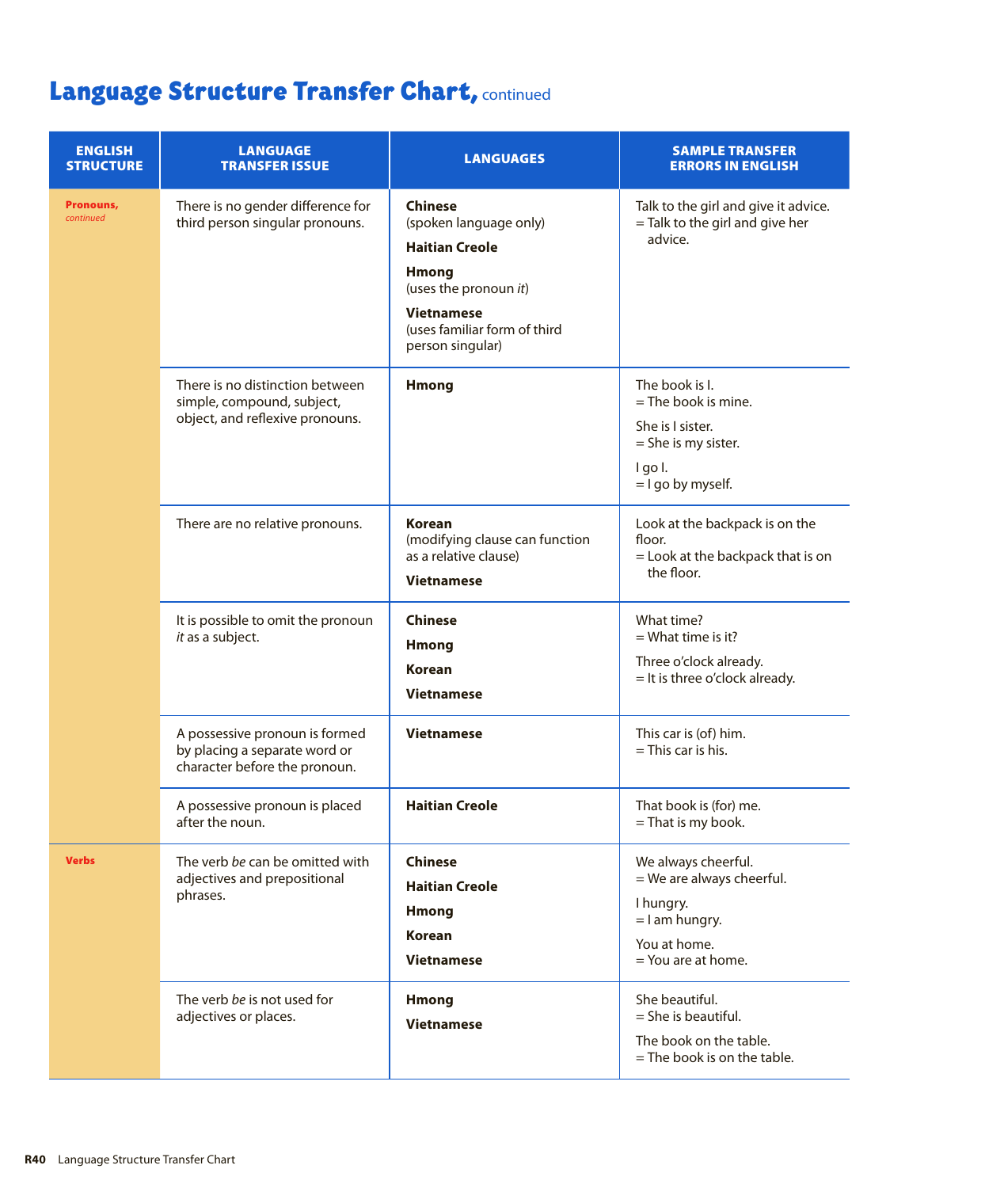# Language Structure Transfer Chart, continued

| ENGLISH STRUCTURE | LANGUAGE TRANSFER ISSUE | LANGUAGES | SAMPLE TRANSFER ERRORS IN ENGLISH |
|---|---|---|---|
| **Pronouns,** *continued* | There is no gender difference for third person singular pronouns. | **Chinese** (spoken language only)<br>**Haitian Creole**<br>**Hmong** (uses the pronoun *it*)<br>**Vietnamese** (uses familiar form of third person singular) | Talk to the girl and give it advice.<br>= Talk to the girl and give her advice. |
| | There is no distinction between simple, compound, subject, object, and reflexive pronouns. | **Hmong** | The book is I.<br>= The book is mine.<br>She is I sister.<br>= She is my sister.<br>I go I.<br>= I go by myself. |
| | There are no relative pronouns. | **Korean** (modifying clause can function as a relative clause)<br>**Vietnamese** | Look at the backpack is on the floor.<br>= Look at the backpack that is on the floor. |
| | It is possible to omit the pronoun *it* as a subject. | **Chinese**<br>**Hmong**<br>**Korean**<br>**Vietnamese** | What time?<br>= What time is it?<br>Three o'clock already.<br>= It is three o'clock already. |
| | A possessive pronoun is formed by placing a separate word or character before the pronoun. | **Vietnamese** | This car is (of) him.<br>= This car is his. |
| | A possessive pronoun is placed after the noun. | **Haitian Creole** | That book is (for) me.<br>= That is my book. |
| **Verbs** | The verb *be* can be omitted with adjectives and prepositional phrases. | **Chinese**<br>**Haitian Creole**<br>**Hmong**<br>**Korean**<br>**Vietnamese** | We always cheerful.<br>= We are always cheerful.<br>I hungry.<br>= I am hungry.<br>You at home.<br>= You are at home. |
| | The verb *be* is not used for adjectives or places. | **Hmong**<br>**Vietnamese** | She beautiful.<br>= She is beautiful.<br>The book on the table.<br>= The book is on the table. |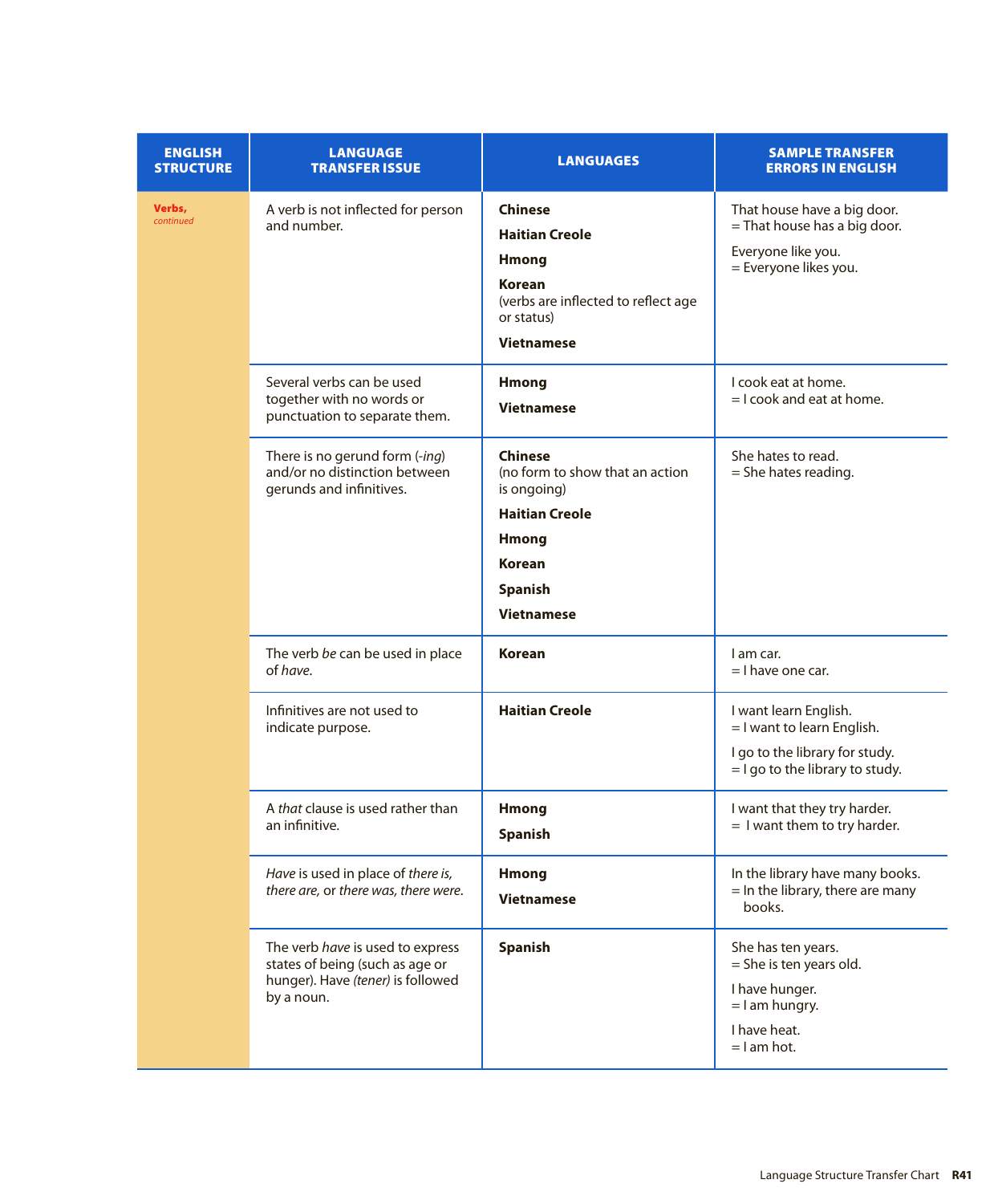| ENGLISH STRUCTURE | LANGUAGE TRANSFER ISSUE | LANGUAGES | SAMPLE TRANSFER ERRORS IN ENGLISH |
| --- | --- | --- | --- |
| **Verbs,** *continued* | A verb is not inflected for person and number. | **Chinese**<br>**Haitian Creole**<br>**Hmong**<br>**Korean**<br>(verbs are inflected to reflect age or status)<br>**Vietnamese** | That house have a big door.<br>= That house has a big door.<br>Everyone like you.<br>= Everyone likes you. |
| | Several verbs can be used together with no words or punctuation to separate them. | **Hmong**<br>**Vietnamese** | I cook eat at home.<br>= I cook and eat at home. |
| | There is no gerund form (*-ing*) and/or no distinction between gerunds and infinitives. | **Chinese**<br>(no form to show that an action is ongoing)<br>**Haitian Creole**<br>**Hmong**<br>**Korean**<br>**Spanish**<br>**Vietnamese** | She hates to read.<br>= She hates reading. |
| | The verb *be* can be used in place of *have*. | **Korean** | I am car.<br>= I have one car. |
| | Infinitives are not used to indicate purpose. | **Haitian Creole** | I want learn English.<br>= I want to learn English.<br>I go to the library for study.<br>= I go to the library to study. |
| | A *that* clause is used rather than an infinitive. | **Hmong**<br>**Spanish** | I want that they try harder.<br>= I want them to try harder. |
| | *Have* is used in place of *there is, there are,* or *there was, there were.* | **Hmong**<br>**Vietnamese** | In the library have many books.<br>= In the library, there are many books. |
| | The verb *have* is used to express states of being (such as age or hunger). Have *(tener)* is followed by a noun. | **Spanish** | She has ten years.<br>= She is ten years old.<br>I have hunger.<br>= I am hungry.<br>I have heat.<br>= I am hot. |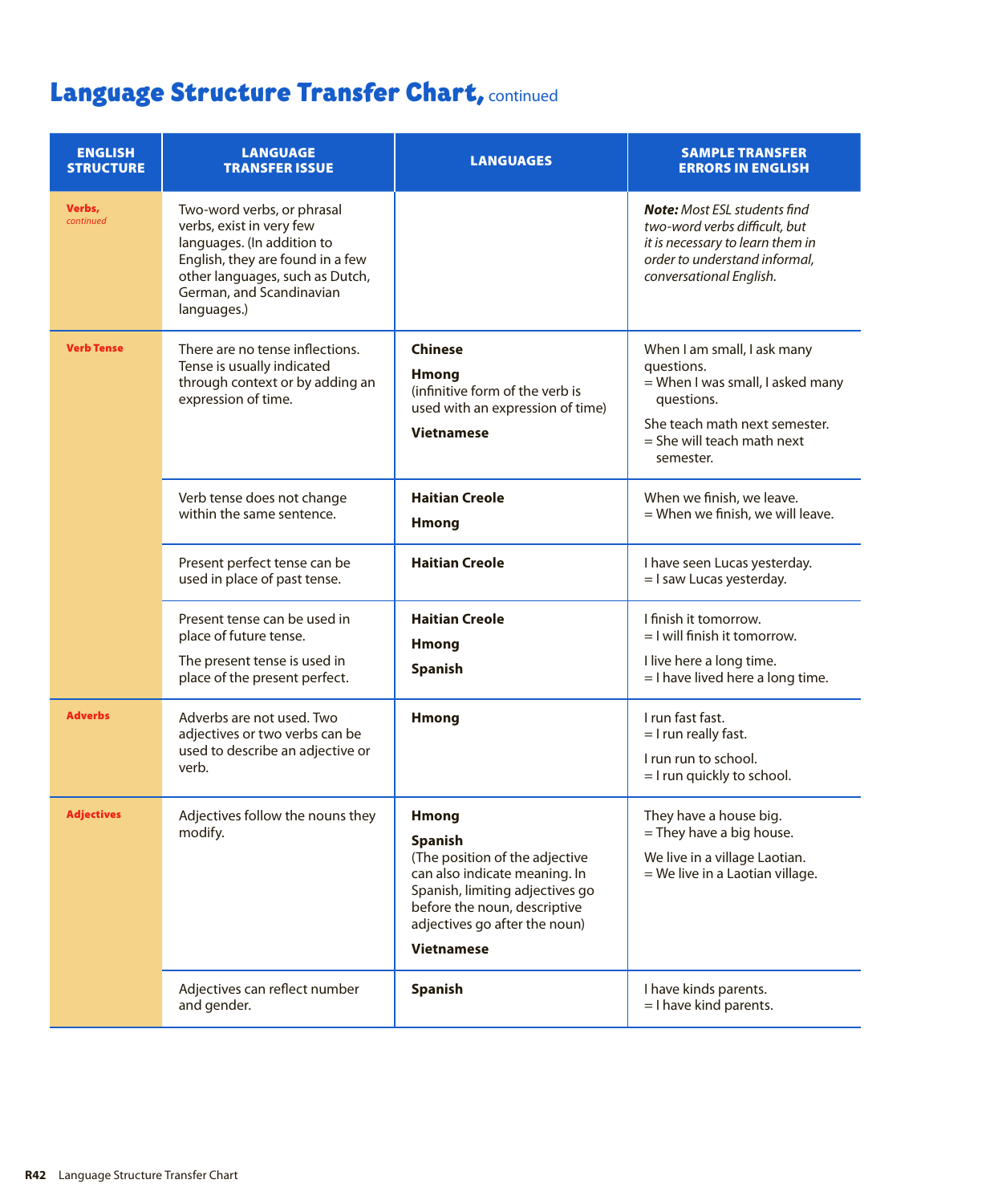# Language Structure Transfer Chart, continued

| ENGLISH STRUCTURE | LANGUAGE TRANSFER ISSUE | LANGUAGES | SAMPLE TRANSFER ERRORS IN ENGLISH |
|---|---|---|---|
| **Verbs,** *continued* | Two-word verbs, or phrasal verbs, exist in very few languages. (In addition to English, they are found in a few other languages, such as Dutch, German, and Scandinavian languages.) | | ***Note:*** *Most ESL students find two-word verbs difficult, but it is necessary to learn them in order to understand informal, conversational English.* |
| **Verb Tense** | There are no tense inflections. Tense is usually indicated through context or by adding an expression of time. | **Chinese**<br>**Hmong**<br>(infinitive form of the verb is used with an expression of time)<br>**Vietnamese** | When I am small, I ask many questions.<br>= When I was small, I asked many questions.<br>She teach math next semester.<br>= She will teach math next semester. |
| | Verb tense does not change within the same sentence. | **Haitian Creole**<br>**Hmong** | When we finish, we leave.<br>= When we finish, we will leave. |
| | Present perfect tense can be used in place of past tense. | **Haitian Creole** | I have seen Lucas yesterday.<br>= I saw Lucas yesterday. |
| | Present tense can be used in place of future tense.<br>The present tense is used in place of the present perfect. | **Haitian Creole**<br>**Hmong**<br>**Spanish** | I finish it tomorrow.<br>= I will finish it tomorrow.<br>I live here a long time.<br>= I have lived here a long time. |
| **Adverbs** | Adverbs are not used. Two adjectives or two verbs can be used to describe an adjective or verb. | **Hmong** | I run fast fast.<br>= I run really fast.<br>I run run to school.<br>= I run quickly to school. |
| **Adjectives** | Adjectives follow the nouns they modify. | **Hmong**<br>**Spanish**<br>(The position of the adjective can also indicate meaning. In Spanish, limiting adjectives go before the noun, descriptive adjectives go after the noun)<br>**Vietnamese** | They have a house big.<br>= They have a big house.<br>We live in a village Laotian.<br>= We live in a Laotian village. |
| | Adjectives can reflect number and gender. | **Spanish** | I have kinds parents.<br>= I have kind parents. |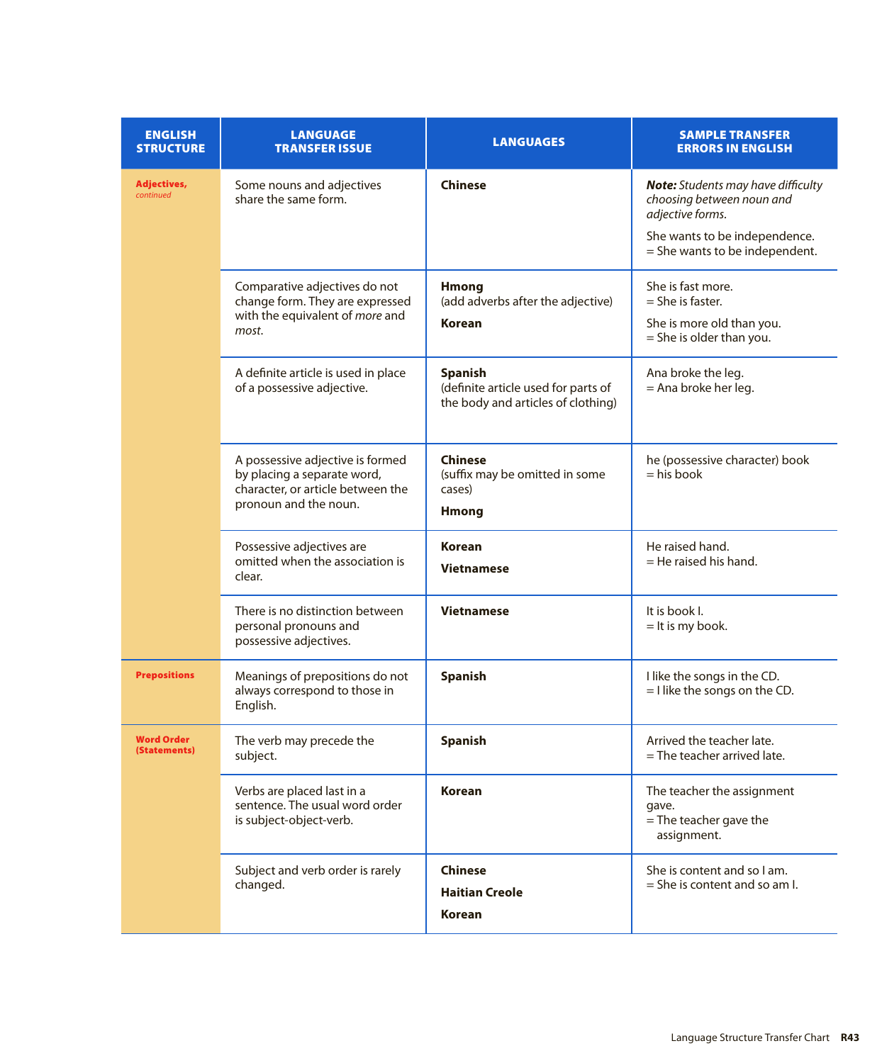| ENGLISH STRUCTURE | LANGUAGE TRANSFER ISSUE | LANGUAGES | SAMPLE TRANSFER ERRORS IN ENGLISH |
|---|---|---|---|
| **Adjectives,** *continued* | Some nouns and adjectives share the same form. | **Chinese** | ***Note:*** *Students may have difficulty choosing between noun and adjective forms.* She wants to be independence. = She wants to be independent. |
| | Comparative adjectives do not change form. They are expressed with the equivalent of *more* and *most*. | **Hmong** (add adverbs after the adjective) **Korean** | She is fast more. = She is faster. She is more old than you. = She is older than you. |
| | A definite article is used in place of a possessive adjective. | **Spanish** (definite article used for parts of the body and articles of clothing) | Ana broke the leg. = Ana broke her leg. |
| | A possessive adjective is formed by placing a separate word, character, or article between the pronoun and the noun. | **Chinese** (suffix may be omitted in some cases) **Hmong** | he (possessive character) book = his book |
| | Possessive adjectives are omitted when the association is clear. | **Korean** **Vietnamese** | He raised hand. = He raised his hand. |
| | There is no distinction between personal pronouns and possessive adjectives. | **Vietnamese** | It is book I. = It is my book. |
| **Prepositions** | Meanings of prepositions do not always correspond to those in English. | **Spanish** | I like the songs in the CD. = I like the songs on the CD. |
| **Word Order (Statements)** | The verb may precede the subject. | **Spanish** | Arrived the teacher late. = The teacher arrived late. |
| | Verbs are placed last in a sentence. The usual word order is subject-object-verb. | **Korean** | The teacher the assignment gave. = The teacher gave the assignment. |
| | Subject and verb order is rarely changed. | **Chinese** **Haitian Creole** **Korean** | She is content and so I am. = She is content and so am I. |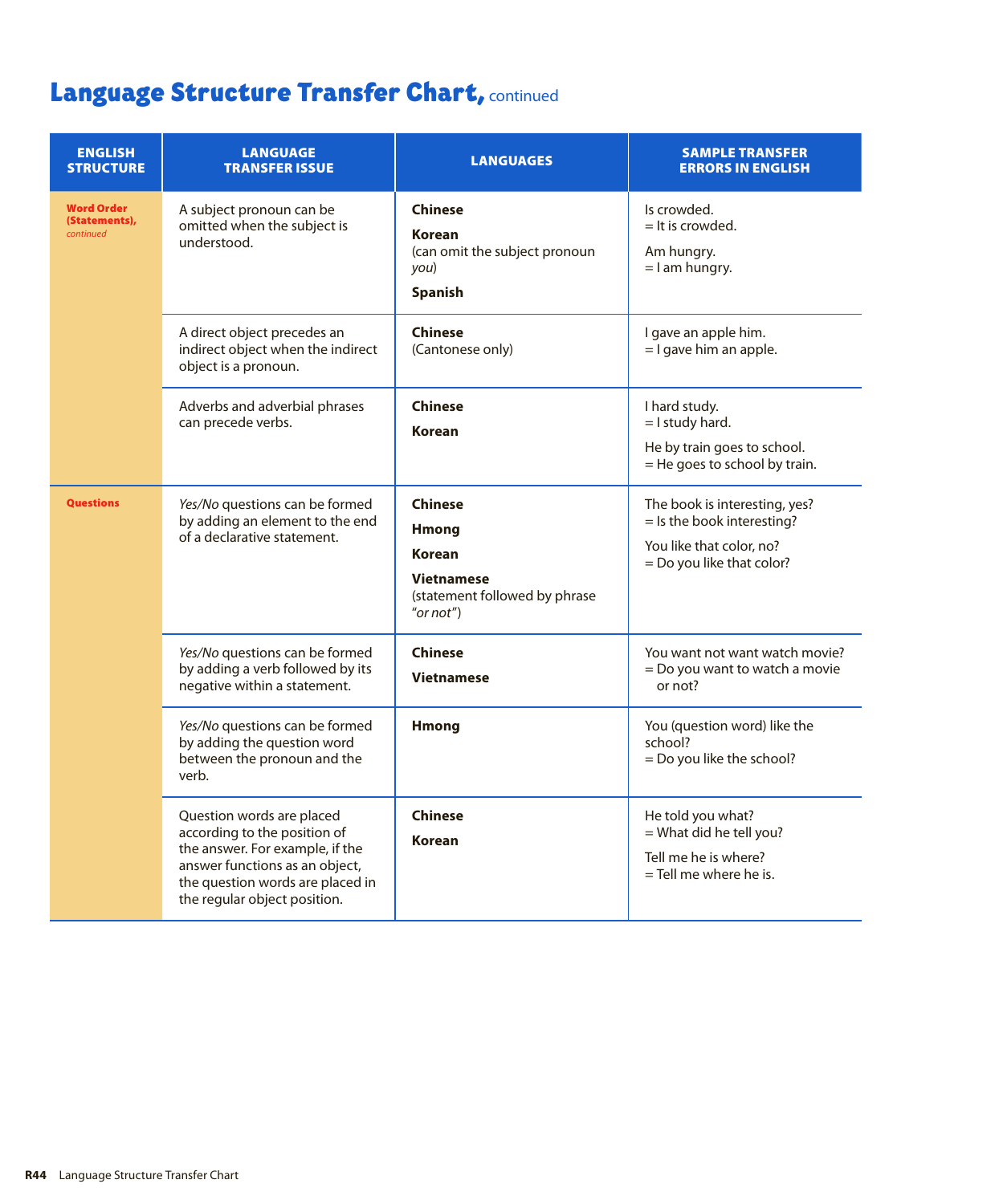# Language Structure Transfer Chart, continued

| ENGLISH STRUCTURE | LANGUAGE TRANSFER ISSUE | LANGUAGES | SAMPLE TRANSFER ERRORS IN ENGLISH |
|---|---|---|---|
| **Word Order (Statements),** *continued* | A subject pronoun can be omitted when the subject is understood. | **Chinese**<br>**Korean** (can omit the subject pronoun *you*)<br>**Spanish** | Is crowded.<br>= It is crowded.<br>Am hungry.<br>= I am hungry. |
| | A direct object precedes an indirect object when the indirect object is a pronoun. | **Chinese** (Cantonese only) | I gave an apple him.<br>= I gave him an apple. |
| | Adverbs and adverbial phrases can precede verbs. | **Chinese**<br>**Korean** | I hard study.<br>= I study hard.<br>He by train goes to school.<br>= He goes to school by train. |
| **Questions** | *Yes/No* questions can be formed by adding an element to the end of a declarative statement. | **Chinese**<br>**Hmong**<br>**Korean**<br>**Vietnamese** (statement followed by phrase *"or not"*) | The book is interesting, yes?<br>= Is the book interesting?<br>You like that color, no?<br>= Do you like that color? |
| | *Yes/No* questions can be formed by adding a verb followed by its negative within a statement. | **Chinese**<br>**Vietnamese** | You want not want watch movie?<br>= Do you want to watch a movie or not? |
| | *Yes/No* questions can be formed by adding the question word between the pronoun and the verb. | **Hmong** | You (question word) like the school?<br>= Do you like the school? |
| | Question words are placed according to the position of the answer. For example, if the answer functions as an object, the question words are placed in the regular object position. | **Chinese**<br>**Korean** | He told you what?<br>= What did he tell you?<br>Tell me he is where?<br>= Tell me where he is. |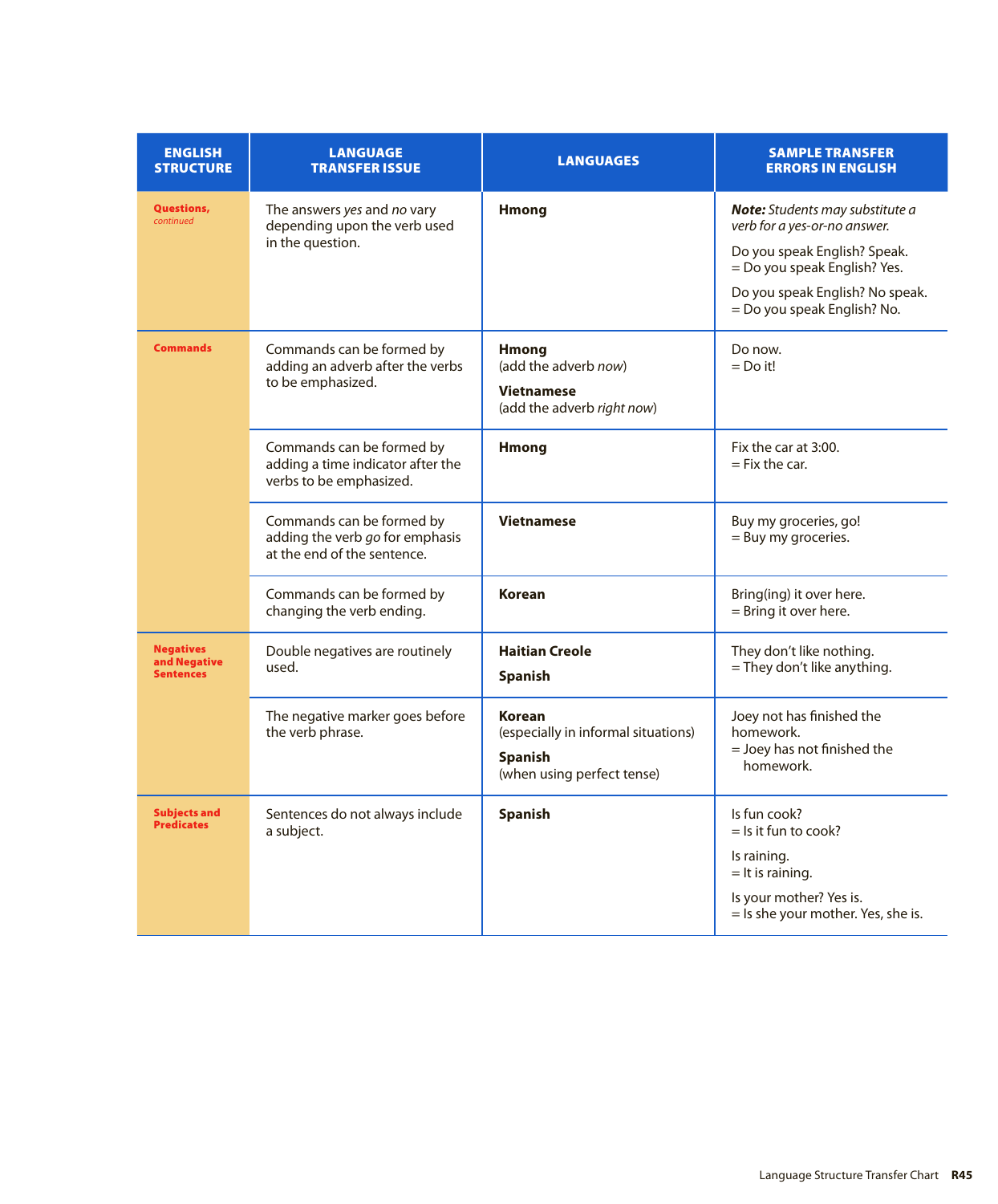| ENGLISH STRUCTURE | LANGUAGE TRANSFER ISSUE | LANGUAGES | SAMPLE TRANSFER ERRORS IN ENGLISH |
|---|---|---|---|
| **Questions,** *continued* | The answers *yes* and *no* vary depending upon the verb used in the question. | **Hmong** | ***Note:*** *Students may substitute a verb for a yes-or-no answer.*<br>Do you speak English? Speak.<br>= Do you speak English? Yes.<br>Do you speak English? No speak.<br>= Do you speak English? No. |
| **Commands** | Commands can be formed by adding an adverb after the verbs to be emphasized. | **Hmong**<br>(add the adverb *now*)<br>**Vietnamese**<br>(add the adverb *right now*) | Do now.<br>= Do it! |
| | Commands can be formed by adding a time indicator after the verbs to be emphasized. | **Hmong** | Fix the car at 3:00.<br>= Fix the car. |
| | Commands can be formed by adding the verb *go* for emphasis at the end of the sentence. | **Vietnamese** | Buy my groceries, go!<br>= Buy my groceries. |
| | Commands can be formed by changing the verb ending. | **Korean** | Bring(ing) it over here.<br>= Bring it over here. |
| **Negatives and Negative Sentences** | Double negatives are routinely used. | **Haitian Creole**<br>**Spanish** | They don't like nothing.<br>= They don't like anything. |
| | The negative marker goes before the verb phrase. | **Korean**<br>(especially in informal situations)<br>**Spanish**<br>(when using perfect tense) | Joey not has finished the homework.<br>= Joey has not finished the homework. |
| **Subjects and Predicates** | Sentences do not always include a subject. | **Spanish** | Is fun cook?<br>= Is it fun to cook?<br>Is raining.<br>= It is raining.<br>Is your mother? Yes is.<br>= Is she your mother. Yes, she is. |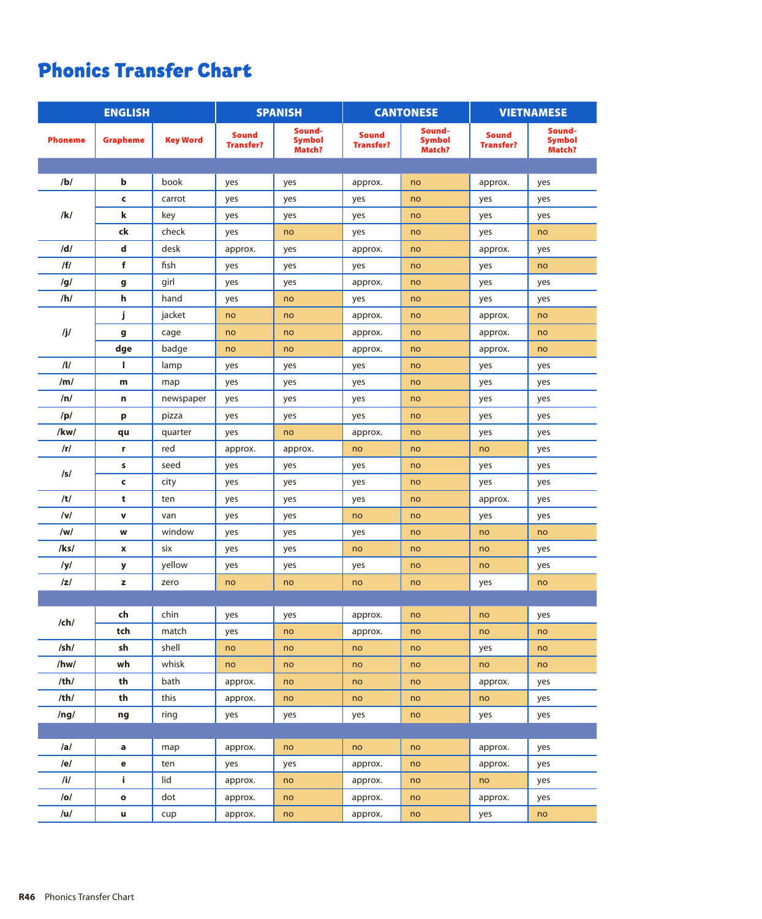# Phonics Transfer Chart

| ENGLISH | | | SPANISH | | CANTONESE | | VIETNAMESE | |
|---|---|---|---|---|---|---|---|---|
| Phoneme | Grapheme | Key Word | Sound Transfer? | Sound-Symbol Match? | Sound Transfer? | Sound-Symbol Match? | Sound Transfer? | Sound-Symbol Match? |
| | | | | | | | | |
| /b/ | b | book | yes | yes | approx. | no | approx. | yes |
| /k/ | c | carrot | yes | yes | yes | no | yes | yes |
| | k | key | yes | yes | yes | no | yes | yes |
| | ck | check | yes | no | yes | no | yes | no |
| /d/ | d | desk | approx. | yes | approx. | no | approx. | yes |
| /f/ | f | fish | yes | yes | yes | no | yes | no |
| /g/ | g | girl | yes | yes | approx. | no | yes | yes |
| /h/ | h | hand | yes | no | yes | no | yes | yes |
| /j/ | j | jacket | no | no | approx. | no | approx. | no |
| | g | cage | no | no | approx. | no | approx. | no |
| | dge | badge | no | no | approx. | no | approx. | no |
| /l/ | l | lamp | yes | yes | yes | no | yes | yes |
| /m/ | m | map | yes | yes | yes | no | yes | yes |
| /n/ | n | newspaper | yes | yes | yes | no | yes | yes |
| /p/ | p | pizza | yes | yes | yes | no | yes | yes |
| /kw/ | qu | quarter | yes | no | approx. | no | yes | yes |
| /r/ | r | red | approx. | approx. | no | no | no | yes |
| /s/ | s | seed | yes | yes | yes | no | yes | yes |
| | c | city | yes | yes | yes | no | yes | yes |
| /t/ | t | ten | yes | yes | yes | no | approx. | yes |
| /v/ | v | van | yes | yes | no | no | yes | yes |
| /w/ | w | window | yes | yes | yes | no | no | no |
| /ks/ | x | six | yes | yes | no | no | no | yes |
| /y/ | y | yellow | yes | yes | yes | no | no | yes |
| /z/ | z | zero | no | no | no | no | yes | no |
| | | | | | | | | |
| /ch/ | ch | chin | yes | yes | approx. | no | no | yes |
| | tch | match | yes | no | approx. | no | no | no |
| /sh/ | sh | shell | no | no | no | no | yes | no |
| /hw/ | wh | whisk | no | no | no | no | no | no |
| /th/ | th | bath | approx. | no | no | no | approx. | yes |
| /th/ | th | this | approx. | no | no | no | no | yes |
| /ng/ | ng | ring | yes | yes | yes | no | yes | yes |
| | | | | | | | | |
| /a/ | a | map | approx. | no | no | no | approx. | yes |
| /e/ | e | ten | yes | yes | approx. | no | approx. | yes |
| /i/ | i | lid | approx. | no | approx. | no | no | yes |
| /o/ | o | dot | approx. | no | approx. | no | approx. | yes |
| /u/ | u | cup | approx. | no | approx. | no | yes | no |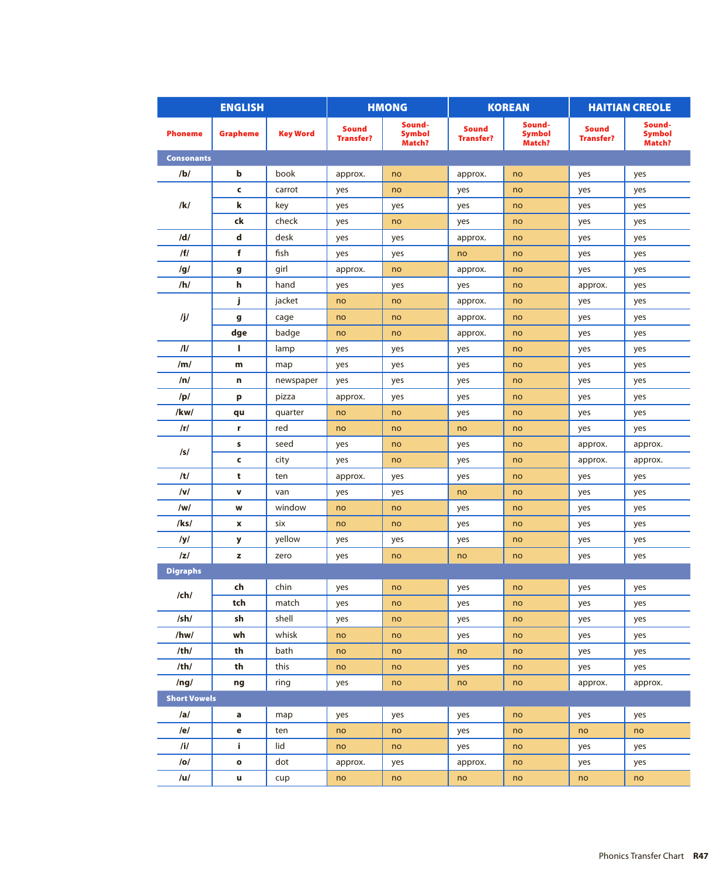| ENGLISH | | | HMONG | | KOREAN | | HAITIAN CREOLE | |
|---|---|---|---|---|---|---|---|---|
| Phoneme | Grapheme | Key Word | Sound Transfer? | Sound-Symbol Match? | Sound Transfer? | Sound-Symbol Match? | Sound Transfer? | Sound-Symbol Match? |
| **Consonants** | | | | | | | | |
| /b/ | b | book | approx. | no | approx. | no | yes | yes |
| /k/ | c | carrot | yes | no | yes | no | yes | yes |
| | k | key | yes | yes | yes | no | yes | yes |
| | ck | check | yes | no | yes | no | yes | yes |
| /d/ | d | desk | yes | yes | approx. | no | yes | yes |
| /f/ | f | fish | yes | yes | no | no | yes | yes |
| /g/ | g | girl | approx. | no | approx. | no | yes | yes |
| /h/ | h | hand | yes | yes | yes | no | approx. | yes |
| /j/ | j | jacket | no | no | approx. | no | yes | yes |
| | g | cage | no | no | approx. | no | yes | yes |
| | dge | badge | no | no | approx. | no | yes | yes |
| /l/ | l | lamp | yes | yes | yes | no | yes | yes |
| /m/ | m | map | yes | yes | yes | no | yes | yes |
| /n/ | n | newspaper | yes | yes | yes | no | yes | yes |
| /p/ | p | pizza | approx. | yes | yes | no | yes | yes |
| /kw/ | qu | quarter | no | no | yes | no | yes | yes |
| /r/ | r | red | no | no | no | no | yes | yes |
| /s/ | s | seed | yes | no | yes | no | approx. | approx. |
| | c | city | yes | no | yes | no | approx. | approx. |
| /t/ | t | ten | approx. | yes | yes | no | yes | yes |
| /v/ | v | van | yes | yes | no | no | yes | yes |
| /w/ | w | window | no | no | yes | no | yes | yes |
| /ks/ | x | six | no | no | yes | no | yes | yes |
| /y/ | y | yellow | yes | yes | yes | no | yes | yes |
| /z/ | z | zero | yes | no | no | no | yes | yes |
| **Digraphs** | | | | | | | | |
| /ch/ | ch | chin | yes | no | yes | no | yes | yes |
| | tch | match | yes | no | yes | no | yes | yes |
| /sh/ | sh | shell | yes | no | yes | no | yes | yes |
| /hw/ | wh | whisk | no | no | yes | no | yes | yes |
| /th/ | th | bath | no | no | no | no | yes | yes |
| /th/ | th | this | no | no | yes | no | yes | yes |
| /ng/ | ng | ring | yes | no | no | no | approx. | approx. |
| **Short Vowels** | | | | | | | | |
| /a/ | a | map | yes | yes | yes | no | yes | yes |
| /e/ | e | ten | no | no | yes | no | no | no |
| /i/ | i | lid | no | no | yes | no | yes | yes |
| /o/ | o | dot | approx. | yes | approx. | no | yes | yes |
| /u/ | u | cup | no | no | no | no | no | no |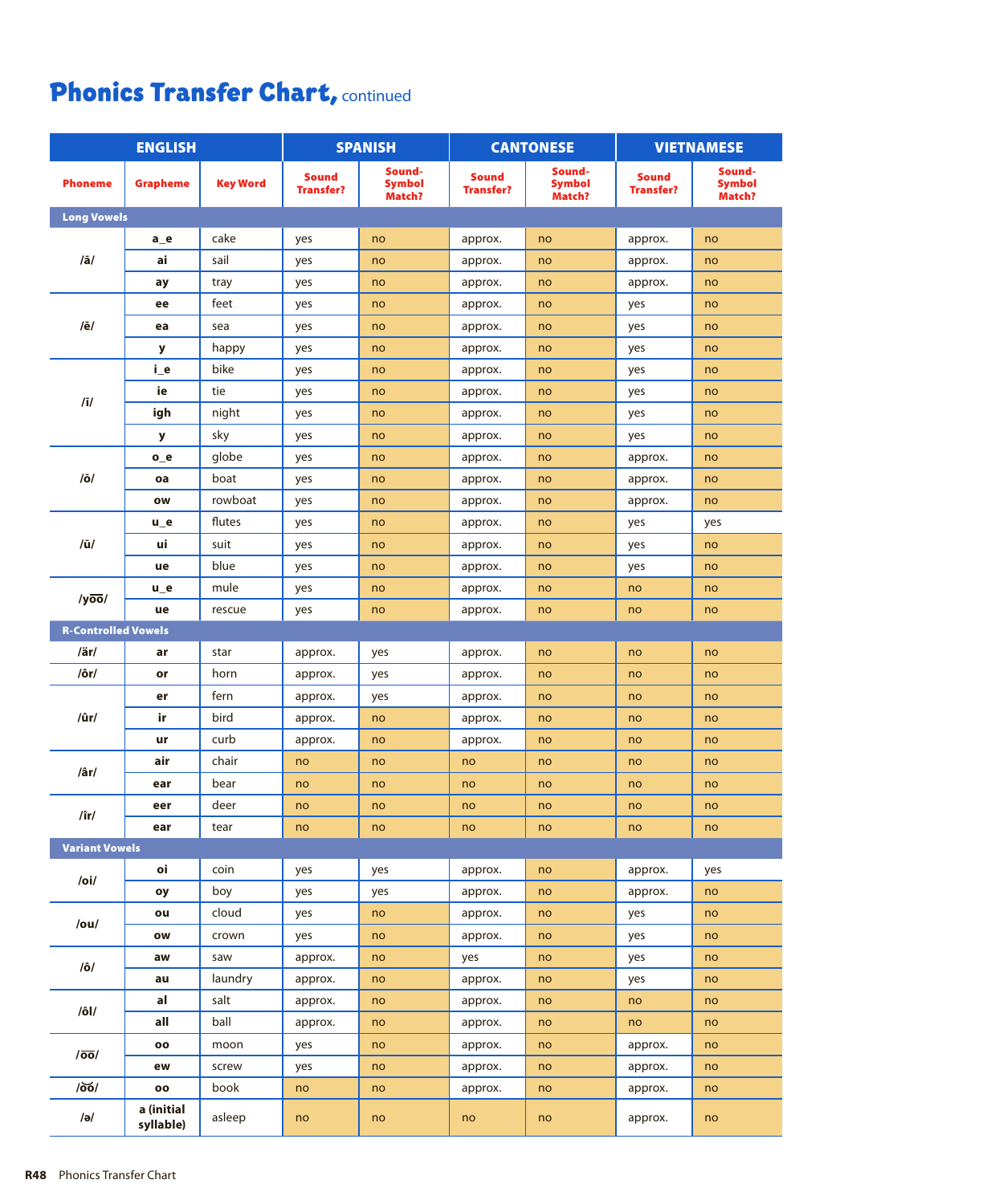# Phonics Transfer Chart, continued

| ENGLISH | | | SPANISH | | CANTONESE | | VIETNAMESE | |
|---|---|---|---|---|---|---|---|---|
| Phoneme | Grapheme | Key Word | Sound Transfer? | Sound-Symbol Match? | Sound Transfer? | Sound-Symbol Match? | Sound Transfer? | Sound-Symbol Match? |
| **Long Vowels** | | | | | | | | |
| /ā/ | a_e | cake | yes | no | approx. | no | approx. | no |
| | ai | sail | yes | no | approx. | no | approx. | no |
| | ay | tray | yes | no | approx. | no | approx. | no |
| /ē/ | ee | feet | yes | no | approx. | no | yes | no |
| | ea | sea | yes | no | approx. | no | yes | no |
| | y | happy | yes | no | approx. | no | yes | no |
| /ī/ | i_e | bike | yes | no | approx. | no | yes | no |
| | ie | tie | yes | no | approx. | no | yes | no |
| | igh | night | yes | no | approx. | no | yes | no |
| | y | sky | yes | no | approx. | no | yes | no |
| /ō/ | o_e | globe | yes | no | approx. | no | approx. | no |
| | oa | boat | yes | no | approx. | no | approx. | no |
| | ow | rowboat | yes | no | approx. | no | approx. | no |
| /ū/ | u_e | flutes | yes | no | approx. | no | yes | yes |
| | ui | suit | yes | no | approx. | no | yes | no |
| | ue | blue | yes | no | approx. | no | yes | no |
| /yo͞o/ | u_e | mule | yes | no | approx. | no | no | no |
| | ue | rescue | yes | no | approx. | no | no | no |
| **R-Controlled Vowels** | | | | | | | | |
| /är/ | ar | star | approx. | yes | approx. | no | no | no |
| /ôr/ | or | horn | approx. | yes | approx. | no | no | no |
| /ûr/ | er | fern | approx. | yes | approx. | no | no | no |
| | ir | bird | approx. | no | approx. | no | no | no |
| | ur | curb | approx. | no | approx. | no | no | no |
| /âr/ | air | chair | no | no | no | no | no | no |
| | ear | bear | no | no | no | no | no | no |
| /îr/ | eer | deer | no | no | no | no | no | no |
| | ear | tear | no | no | no | no | no | no |
| **Variant Vowels** | | | | | | | | |
| /oi/ | oi | coin | yes | yes | approx. | no | approx. | yes |
| | oy | boy | yes | yes | approx. | no | approx. | no |
| /ou/ | ou | cloud | yes | no | approx. | no | yes | no |
| | ow | crown | yes | no | approx. | no | yes | no |
| /ô/ | aw | saw | approx. | no | yes | no | yes | no |
| | au | laundry | approx. | no | approx. | no | yes | no |
| /ôl/ | al | salt | approx. | no | approx. | no | no | no |
| | all | ball | approx. | no | approx. | no | no | no |
| /o͞o/ | oo | moon | yes | no | approx. | no | approx. | no |
| | ew | screw | yes | no | approx. | no | approx. | no |
| /o͝o/ | oo | book | no | no | approx. | no | approx. | no |
| /ə/ | a (initial syllable) | asleep | no | no | no | no | approx. | no |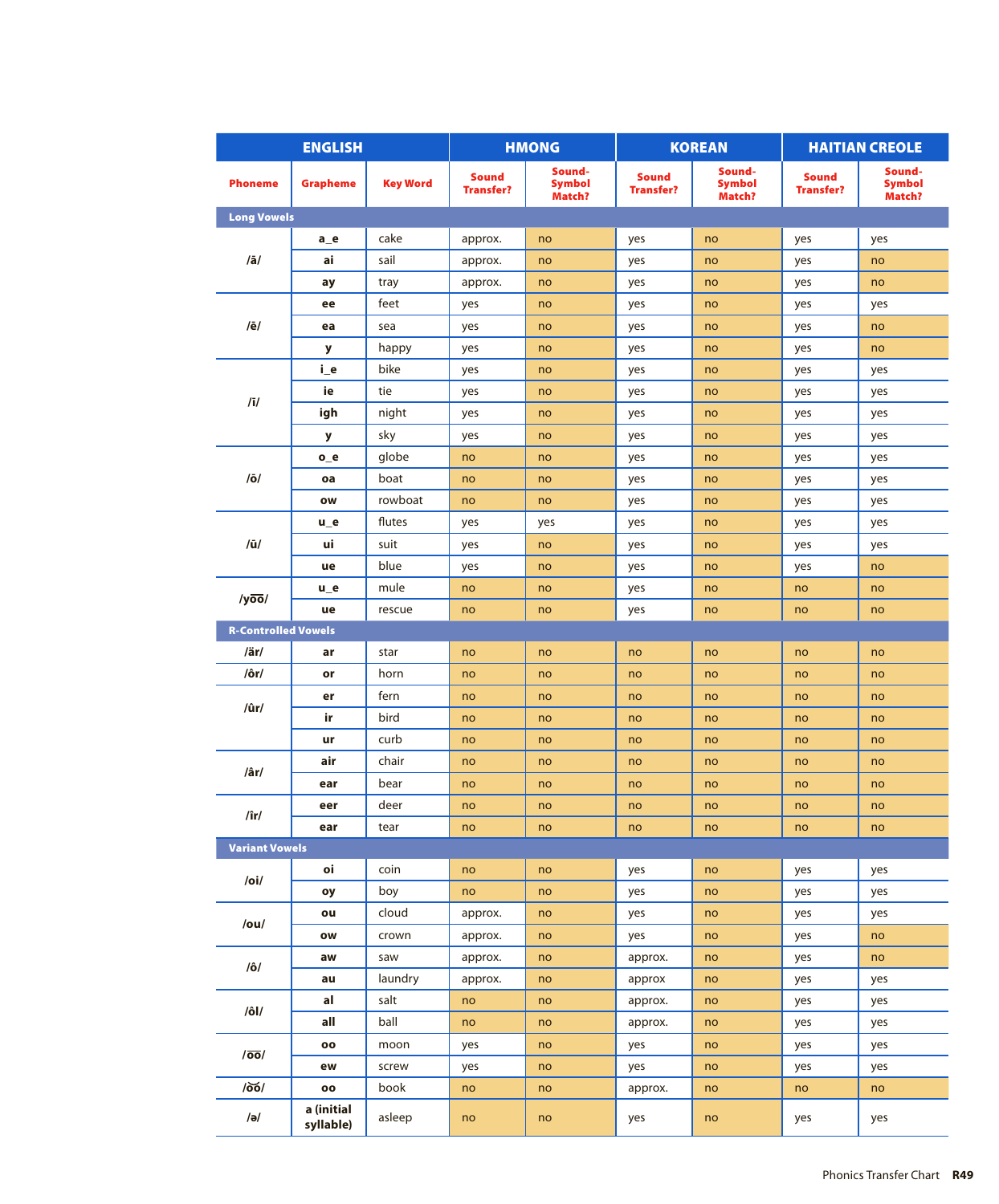| ENGLISH | | | HMONG | | KOREAN | | HAITIAN CREOLE | |
|---|---|---|---|---|---|---|---|---|
| Phoneme | Grapheme | Key Word | Sound Transfer? | Sound-Symbol Match? | Sound Transfer? | Sound-Symbol Match? | Sound Transfer? | Sound-Symbol Match? |
| **Long Vowels** | | | | | | | | |
| /ā/ | a_e | cake | approx. | no | yes | no | yes | yes |
| | ai | sail | approx. | no | yes | no | yes | no |
| | ay | tray | approx. | no | yes | no | yes | no |
| /ē/ | ee | feet | yes | no | yes | no | yes | yes |
| | ea | sea | yes | no | yes | no | yes | no |
| | y | happy | yes | no | yes | no | yes | no |
| /ī/ | i_e | bike | yes | no | yes | no | yes | yes |
| | ie | tie | yes | no | yes | no | yes | yes |
| | igh | night | yes | no | yes | no | yes | yes |
| | y | sky | yes | no | yes | no | yes | yes |
| /ō/ | o_e | globe | no | no | yes | no | yes | yes |
| | oa | boat | no | no | yes | no | yes | yes |
| | ow | rowboat | no | no | yes | no | yes | yes |
| /ū/ | u_e | flutes | yes | yes | yes | no | yes | yes |
| | ui | suit | yes | no | yes | no | yes | yes |
| | ue | blue | yes | no | yes | no | yes | no |
| /yo͞o/ | u_e | mule | no | no | yes | no | no | no |
| | ue | rescue | no | no | yes | no | no | no |
| **R-Controlled Vowels** | | | | | | | | |
| /är/ | ar | star | no | no | no | no | no | no |
| /ôr/ | or | horn | no | no | no | no | no | no |
| /ûr/ | er | fern | no | no | no | no | no | no |
| | ir | bird | no | no | no | no | no | no |
| | ur | curb | no | no | no | no | no | no |
| /âr/ | air | chair | no | no | no | no | no | no |
| | ear | bear | no | no | no | no | no | no |
| /îr/ | eer | deer | no | no | no | no | no | no |
| | ear | tear | no | no | no | no | no | no |
| **Variant Vowels** | | | | | | | | |
| /oi/ | oi | coin | no | no | yes | no | yes | yes |
| | oy | boy | no | no | yes | no | yes | yes |
| /ou/ | ou | cloud | approx. | no | yes | no | yes | yes |
| | ow | crown | approx. | no | yes | no | yes | no |
| /ô/ | aw | saw | approx. | no | approx. | no | yes | no |
| | au | laundry | approx. | no | approx | no | yes | yes |
| /ôl/ | al | salt | no | no | approx. | no | yes | yes |
| | all | ball | no | no | approx. | no | yes | yes |
| /o͞o/ | oo | moon | yes | no | yes | no | yes | yes |
| | ew | screw | yes | no | yes | no | yes | yes |
| /o͝o/ | oo | book | no | no | approx. | no | no | no |
| /ə/ | a (initial syllable) | asleep | no | no | yes | no | yes | yes |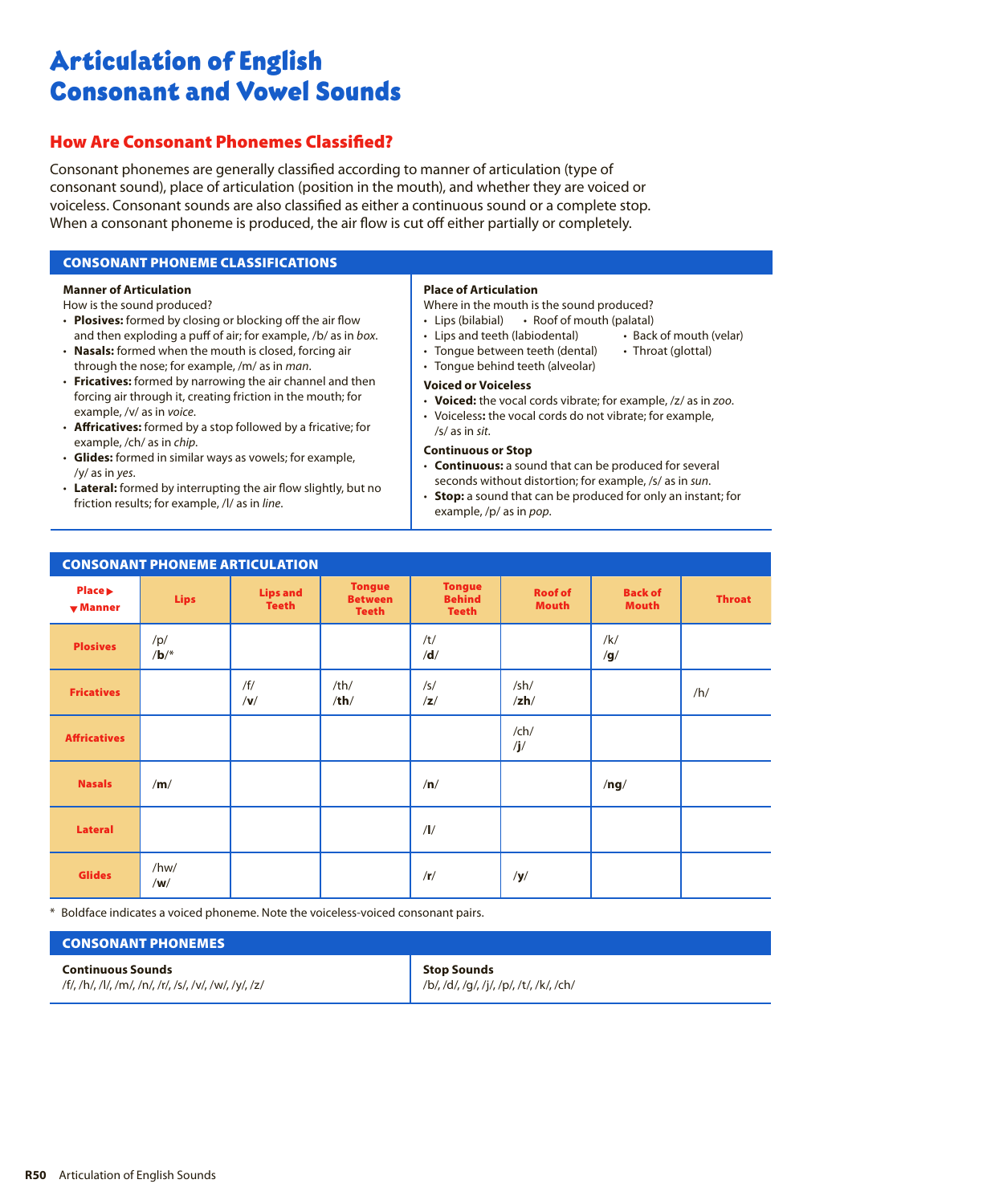# Articulation of English Consonant and Vowel Sounds

## How Are Consonant Phonemes Classified?

Consonant phonemes are generally classified according to manner of articulation (type of consonant sound), place of articulation (position in the mouth), and whether they are voiced or voiceless. Consonant sounds are also classified as either a continuous sound or a complete stop. When a consonant phoneme is produced, the air flow is cut off either partially or completely.

### CONSONANT PHONEME CLASSIFICATIONS

**Manner of Articulation**
How is the sound produced?

- **Plosives:** formed by closing or blocking off the air flow and then exploding a puff of air; for example, /b/ as in *box*.
- **Nasals:** formed when the mouth is closed, forcing air through the nose; for example, /m/ as in *man*.
- **Fricatives:** formed by narrowing the air channel and then forcing air through it, creating friction in the mouth; for example, /v/ as in *voice*.
- **Affricatives:** formed by a stop followed by a fricative; for example, /ch/ as in *chip*.
- **Glides:** formed in similar ways as vowels; for example, /y/ as in *yes*.
- **Lateral:** formed by interrupting the air flow slightly, but no friction results; for example, /l/ as in *line*.

**Place of Articulation**
Where in the mouth is the sound produced?

- Lips (bilabial)
- Lips and teeth (labiodental)
- Tongue between teeth (dental)
- Tongue behind teeth (alveolar)
- Roof of mouth (palatal)
- Back of mouth (velar)
- Throat (glottal)

**Voiced or Voiceless**

- **Voiced:** the vocal cords vibrate; for example, /z/ as in *zoo*.
- Voiceless**:** the vocal cords do not vibrate; for example, /s/ as in *sit*.

**Continuous or Stop**

- **Continuous:** a sound that can be produced for several seconds without distortion; for example, /s/ as in *sun*.
- **Stop:** a sound that can be produced for only an instant; for example, /p/ as in *pop*.

### CONSONANT PHONEME ARTICULATION

| Place ▶ / ▼ Manner | Lips | Lips and Teeth | Tongue Between Teeth | Tongue Behind Teeth | Roof of Mouth | Back of Mouth | Throat |
|---|---|---|---|---|---|---|---|
| **Plosives** | /p/ /**b**/* | | | /t/ /**d**/ | | /k/ /**g**/ | |
| **Fricatives** | | /f/ /**v**/ | /th/ /**th**/ | /s/ /**z**/ | /sh/ /**zh**/ | | /h/ |
| **Affricatives** | | | | | /ch/ /**j**/ | | |
| **Nasals** | /**m**/ | | | /**n**/ | | /**ng**/ | |
| **Lateral** | | | | /**l**/ | | | |
| **Glides** | /hw/ /**w**/ | | | /**r**/ | /**y**/ | | |

\* Boldface indicates a voiced phoneme. Note the voiceless-voiced consonant pairs.

### CONSONANT PHONEMES

| Continuous Sounds | Stop Sounds |
|---|---|
| /f/, /h/, /l/, /m/, /n/, /r/, /s/, /v/, /w/, /y/, /z/ | /b/, /d/, /g/, /j/, /p/, /t/, /k/, /ch/ |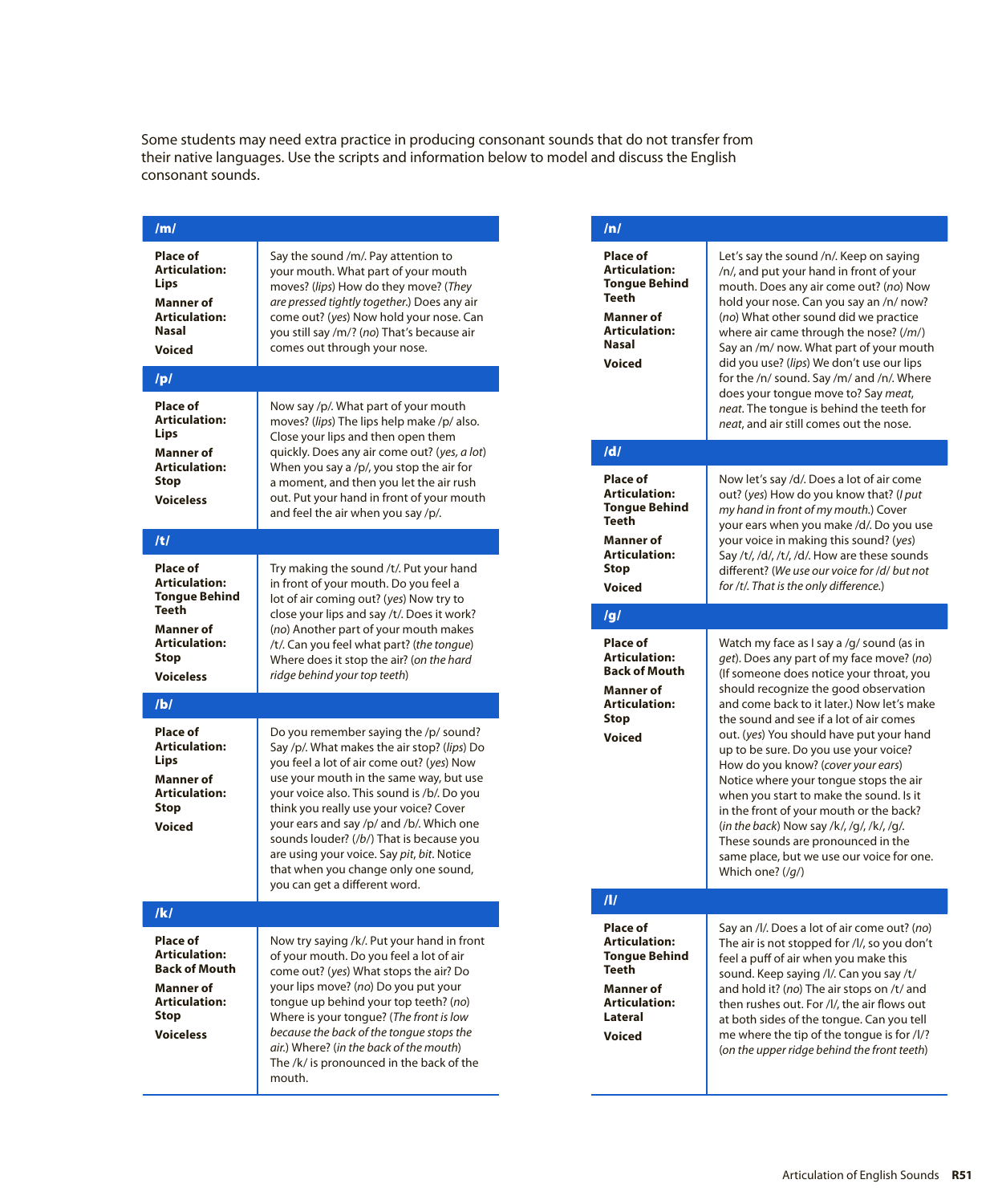Some students may need extra practice in producing consonant sounds that do not transfer from their native languages. Use the scripts and information below to model and discuss the English consonant sounds.

## /m/

**Place of Articulation: Lips**

**Manner of Articulation: Nasal**

**Voiced**

Say the sound /m/. Pay attention to your mouth. What part of your mouth moves? (*lips*) How do they move? (*They are pressed tightly together.*) Does any air come out? (*yes*) Now hold your nose. Can you still say /m/? (*no*) That's because air comes out through your nose.

## /p/

**Place of Articulation: Lips**

**Manner of Articulation: Stop**

**Voiceless**

Now say /p/. What part of your mouth moves? (*lips*) The lips help make /p/ also. Close your lips and then open them quickly. Does any air come out? (*yes, a lot*) When you say a /p/, you stop the air for a moment, and then you let the air rush out. Put your hand in front of your mouth and feel the air when you say /p/.

## /t/

**Place of Articulation: Tongue Behind Teeth**

**Manner of Articulation: Stop**

**Voiceless**

Try making the sound /t/. Put your hand in front of your mouth. Do you feel a lot of air coming out? (*yes*) Now try to close your lips and say /t/. Does it work? (*no*) Another part of your mouth makes /t/. Can you feel what part? (*the tongue*) Where does it stop the air? (*on the hard ridge behind your top teeth*)

## /b/

**Place of Articulation: Lips**

**Manner of Articulation: Stop**

**Voiced**

Do you remember saying the /p/ sound? Say /p/. What makes the air stop? (*lips*) Do you feel a lot of air come out? (*yes*) Now use your mouth in the same way, but use your voice also. This sound is /b/. Do you think you really use your voice? Cover your ears and say /p/ and /b/. Which one sounds louder? (*/b/*) That is because you are using your voice. Say *pit*, *bit*. Notice that when you change only one sound, you can get a different word.

## /k/

**Place of Articulation: Back of Mouth**

**Manner of Articulation: Stop**

**Voiceless**

Now try saying /k/. Put your hand in front of your mouth. Do you feel a lot of air come out? (*yes*) What stops the air? Do your lips move? (*no*) Do you put your tongue up behind your top teeth? (*no*) Where is your tongue? (*The front is low because the back of the tongue stops the air.*) Where? (*in the back of the mouth*) The /k/ is pronounced in the back of the mouth.

## /n/

**Place of Articulation: Tongue Behind Teeth**

**Manner of Articulation: Nasal**

**Voiced**

Let's say the sound /n/. Keep on saying /n/, and put your hand in front of your mouth. Does any air come out? (*no*) Now hold your nose. Can you say an /n/ now? (*no*) What other sound did we practice where air came through the nose? (*/m/*) Say an /m/ now. What part of your mouth did you use? (*lips*) We don't use our lips for the /n/ sound. Say /m/ and /n/. Where does your tongue move to? Say *meat*, *neat*. The tongue is behind the teeth for *neat*, and air still comes out the nose.

## /d/

**Place of Articulation: Tongue Behind Teeth**

**Manner of Articulation: Stop**

**Voiced**

Now let's say /d/. Does a lot of air come out? (*yes*) How do you know that? (*I put my hand in front of my mouth.*) Cover your ears when you make /d/. Do you use your voice in making this sound? (*yes*) Say /t/, /d/, /t/, /d/. How are these sounds different? (*We use our voice for /d/ but not for /t/. That is the only difference.*)

## /g/

**Place of Articulation: Back of Mouth**

**Manner of Articulation: Stop**

**Voiced**

Watch my face as I say a /g/ sound (as in *get*). Does any part of my face move? (*no*) (If someone does notice your throat, you should recognize the good observation and come back to it later.) Now let's make the sound and see if a lot of air comes out. (*yes*) You should have put your hand up to be sure. Do you use your voice? How do you know? (*cover your ears*) Notice where your tongue stops the air when you start to make the sound. Is it in the front of your mouth or the back? (*in the back*) Now say /k/, /g/, /k/, /g/. These sounds are pronounced in the same place, but we use our voice for one. Which one? (*/g/*)

## /l/

**Place of Articulation: Tongue Behind Teeth**

**Manner of Articulation: Lateral**

**Voiced**

Say an /l/. Does a lot of air come out? (*no*) The air is not stopped for /l/, so you don't feel a puff of air when you make this sound. Keep saying /l/. Can you say /t/ and hold it? (*no*) The air stops on /t/ and then rushes out. For /l/, the air flows out at both sides of the tongue. Can you tell me where the tip of the tongue is for /l/? (*on the upper ridge behind the front teeth*)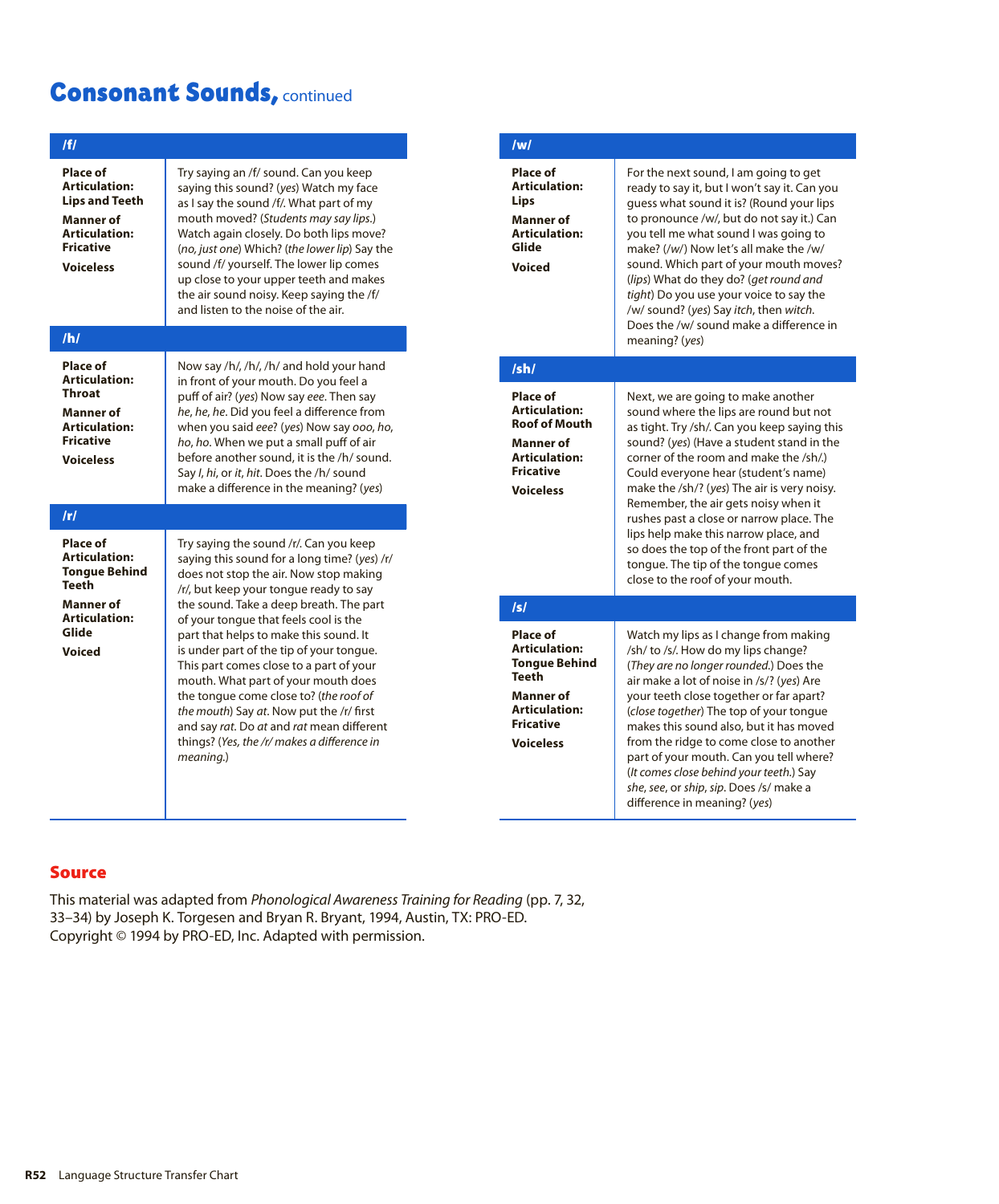# Consonant Sounds, continued

| /f/ | |
|---|---|
| **Place of Articulation: Lips and Teeth**<br>**Manner of Articulation: Fricative**<br>**Voiceless** | Try saying an /f/ sound. Can you keep saying this sound? (*yes*) Watch my face as I say the sound /f/. What part of my mouth moved? (*Students may say lips.*) Watch again closely. Do both lips move? (*no, just one*) Which? (*the lower lip*) Say the sound /f/ yourself. The lower lip comes up close to your upper teeth and makes the air sound noisy. Keep saying the /f/ and listen to the noise of the air. |

| /h/ | |
|---|---|
| **Place of Articulation: Throat**<br>**Manner of Articulation: Fricative**<br>**Voiceless** | Now say /h/, /h/, /h/ and hold your hand in front of your mouth. Do you feel a puff of air? (*yes*) Now say *eee*. Then say *he*, *he*, *he*. Did you feel a difference from when you said *eee*? (*yes*) Now say *ooo*, *ho*, *ho*, *ho*. When we put a small puff of air before another sound, it is the /h/ sound. Say *I*, *hi*, or *it*, *hit*. Does the /h/ sound make a difference in the meaning? (*yes*) |

| /r/ | |
|---|---|
| **Place of Articulation: Tongue Behind Teeth**<br>**Manner of Articulation: Glide**<br>**Voiced** | Try saying the sound /r/. Can you keep saying this sound for a long time? (*yes*) /r/ does not stop the air. Now stop making /r/, but keep your tongue ready to say the sound. Take a deep breath. The part of your tongue that feels cool is the part that helps to make this sound. It is under part of the tip of your tongue. This part comes close to a part of your mouth. What part of your mouth does the tongue come close to? (*the roof of the mouth*) Say *at*. Now put the /r/ first and say *rat*. Do *at* and *rat* mean different things? (*Yes, the /r/ makes a difference in meaning.*) |

| /w/ | |
|---|---|
| **Place of Articulation: Lips**<br>**Manner of Articulation: Glide**<br>**Voiced** | For the next sound, I am going to get ready to say it, but I won't say it. Can you guess what sound it is? (Round your lips to pronounce /w/, but do not say it.) Can you tell me what sound I was going to make? (/w/) Now let's all make the /w/ sound. Which part of your mouth moves? (*lips*) What do they do? (*get round and tight*) Do you use your voice to say the /w/ sound? (*yes*) Say *itch*, then *witch*. Does the /w/ sound make a difference in meaning? (*yes*) |

| /sh/ | |
|---|---|
| **Place of Articulation: Roof of Mouth**<br>**Manner of Articulation: Fricative**<br>**Voiceless** | Next, we are going to make another sound where the lips are round but not as tight. Try /sh/. Can you keep saying this sound? (*yes*) (Have a student stand in the corner of the room and make the /sh/.) Could everyone hear (student's name) make the /sh/? (*yes*) The air is very noisy. Remember, the air gets noisy when it rushes past a close or narrow place. The lips help make this narrow place, and so does the top of the front part of the tongue. The tip of the tongue comes close to the roof of your mouth. |

| /s/ | |
|---|---|
| **Place of Articulation: Tongue Behind Teeth**<br>**Manner of Articulation: Fricative**<br>**Voiceless** | Watch my lips as I change from making /sh/ to /s/. How do my lips change? (*They are no longer rounded.*) Does the air make a lot of noise in /s/? (*yes*) Are your teeth close together or far apart? (*close together*) The top of your tongue makes this sound also, but it has moved from the ridge to come close to another part of your mouth. Can you tell me where? (*It comes close behind your teeth.*) Say *she*, *see*, or *ship*, *sip*. Does /s/ make a difference in meaning? (*yes*) |

## Source

This material was adapted from *Phonological Awareness Training for Reading* (pp. 7, 32, 33–34) by Joseph K. Torgesen and Bryan R. Bryant, 1994, Austin, TX: PRO-ED. Copyright © 1994 by PRO-ED, Inc. Adapted with permission.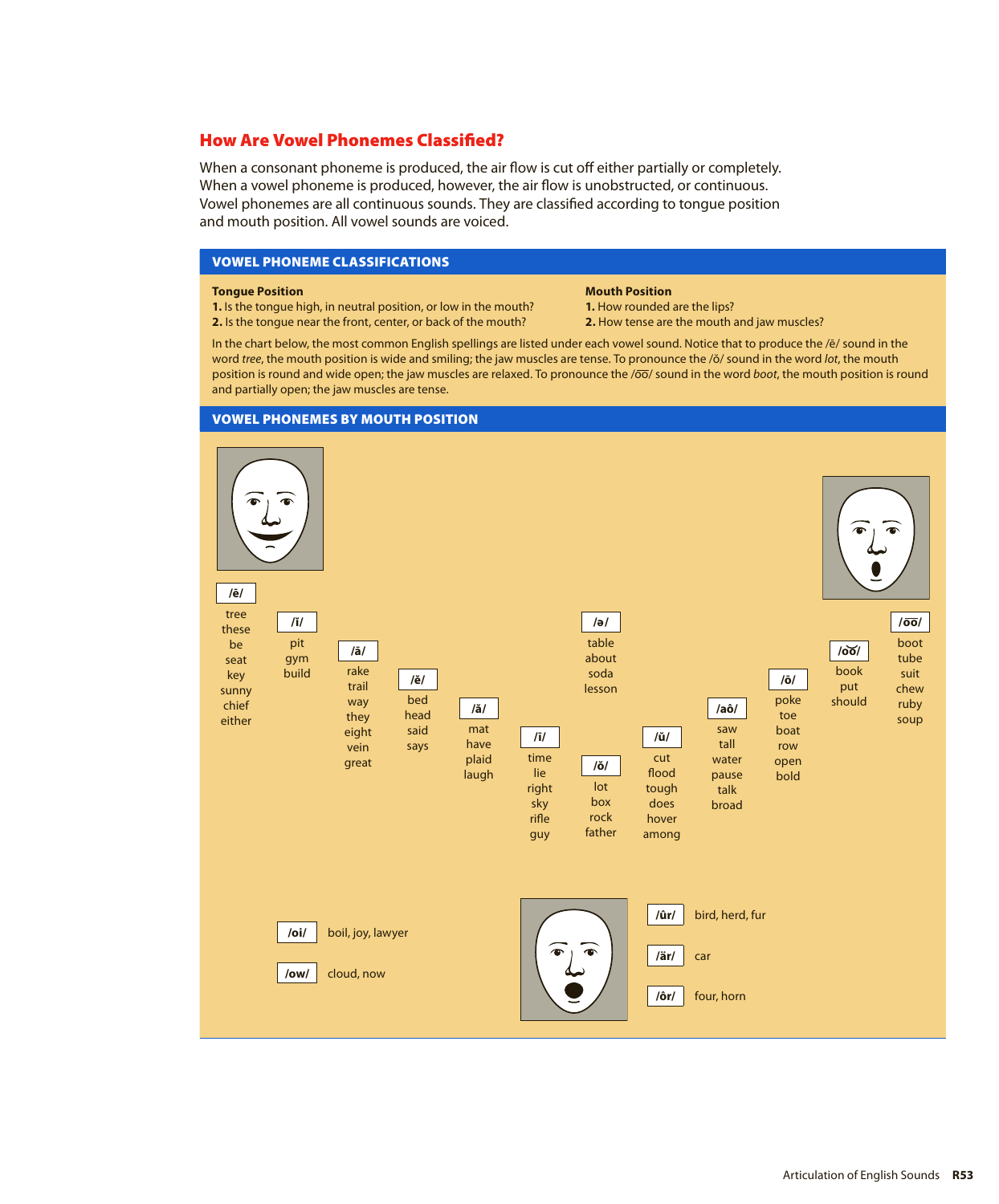## How Are Vowel Phonemes Classified?

When a consonant phoneme is produced, the air flow is cut off either partially or completely. When a vowel phoneme is produced, however, the air flow is unobstructed, or continuous. Vowel phonemes are all continuous sounds. They are classified according to tongue position and mouth position. All vowel sounds are voiced.

### VOWEL PHONEME CLASSIFICATIONS

**Tongue Position**

**1.** Is the tongue high, in neutral position, or low in the mouth?

**2.** Is the tongue near the front, center, or back of the mouth?

**Mouth Position**

**1.** How rounded are the lips?

**2.** How tense are the mouth and jaw muscles?

In the chart below, the most common English spellings are listed under each vowel sound. Notice that to produce the /ē/ sound in the word *tree*, the mouth position is wide and smiling; the jaw muscles are tense. To pronounce the /ŏ/ sound in the word *lot*, the mouth position is round and wide open; the jaw muscles are relaxed. To pronounce the /o͞o/ sound in the word *boot*, the mouth position is round and partially open; the jaw muscles are tense.

### VOWEL PHONEMES BY MOUTH POSITION

/ē/
tree
these
be
seat
key
sunny
chief
either

/ĭ/
pit
gym
build

/ā/
rake
trail
way
they
eight
vein
great

/ĕ/
bed
head
said
says

/ă/
mat
have
plaid
laugh

/ī/
time
lie
right
sky
rifle
guy

/ə/
table
about
soda
lesson

/ŏ/
lot
box
rock
father

/ŭ/
cut
flood
tough
does
hover
among

/aô/
saw
tall
water
pause
talk
broad

/ō/
poke
toe
boat
row
open
bold

/o͝o/
book
put
should

/o͞o/
boot
tube
suit
chew
ruby
soup

/oi/ boil, joy, lawyer

/ow/ cloud, now

/ûr/ bird, herd, fur

/är/ car

/ôr/ four, horn